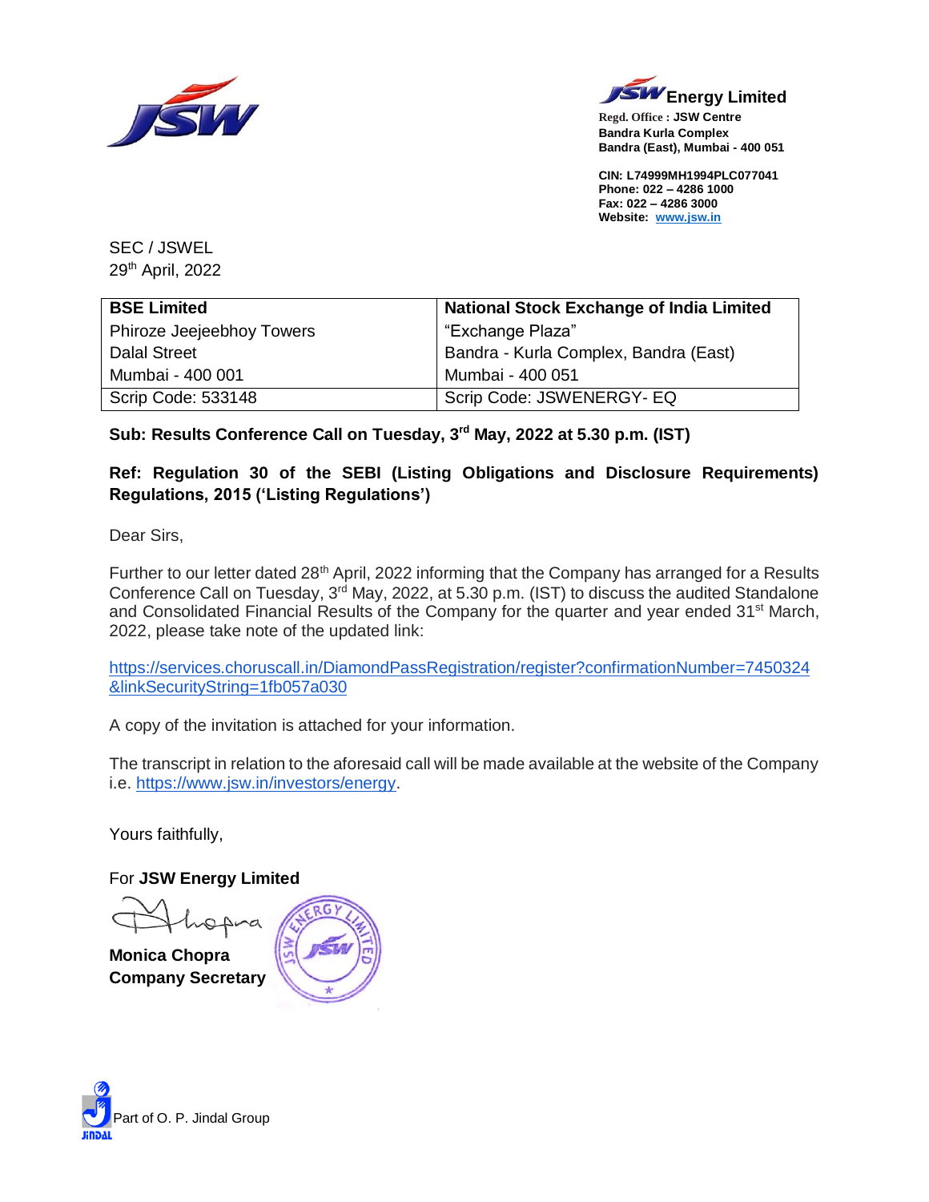**Energy Limited**

Regd. Office : **JSW Centre**
**Bandra Kurla Complex**
**Bandra (East), Mumbai - 400 051**

**CIN: L74999MH1994PLC077041**
**Phone: 022 – 4286 1000**
**Fax: 022 – 4286 3000**
**Website: www.jsw.in**

SEC / JSWEL
29th April, 2022

| **BSE Limited** | **National Stock Exchange of India Limited** |
|---|---|
| Phiroze Jeejeebhoy Towers | "Exchange Plaza" |
| Dalal Street | Bandra - Kurla Complex, Bandra (East) |
| Mumbai - 400 001 | Mumbai - 400 051 |
| Scrip Code: 533148 | Scrip Code: JSWENERGY- EQ |

**Sub: Results Conference Call on Tuesday, 3rd May, 2022 at 5.30 p.m. (IST)**

**Ref: Regulation 30 of the SEBI (Listing Obligations and Disclosure Requirements) Regulations, 2015 ('Listing Regulations')**

Dear Sirs,

Further to our letter dated 28th April, 2022 informing that the Company has arranged for a Results Conference Call on Tuesday, 3rd May, 2022, at 5.30 p.m. (IST) to discuss the audited Standalone and Consolidated Financial Results of the Company for the quarter and year ended 31st March, 2022, please take note of the updated link:

https://services.choruscall.in/DiamondPassRegistration/register?confirmationNumber=7450324&linkSecurityString=1fb057a030

A copy of the invitation is attached for your information.

The transcript in relation to the aforesaid call will be made available at the website of the Company i.e. https://www.jsw.in/investors/energy.

Yours faithfully,

For **JSW Energy Limited**

**Monica Chopra**
**Company Secretary**

Part of O. P. Jindal Group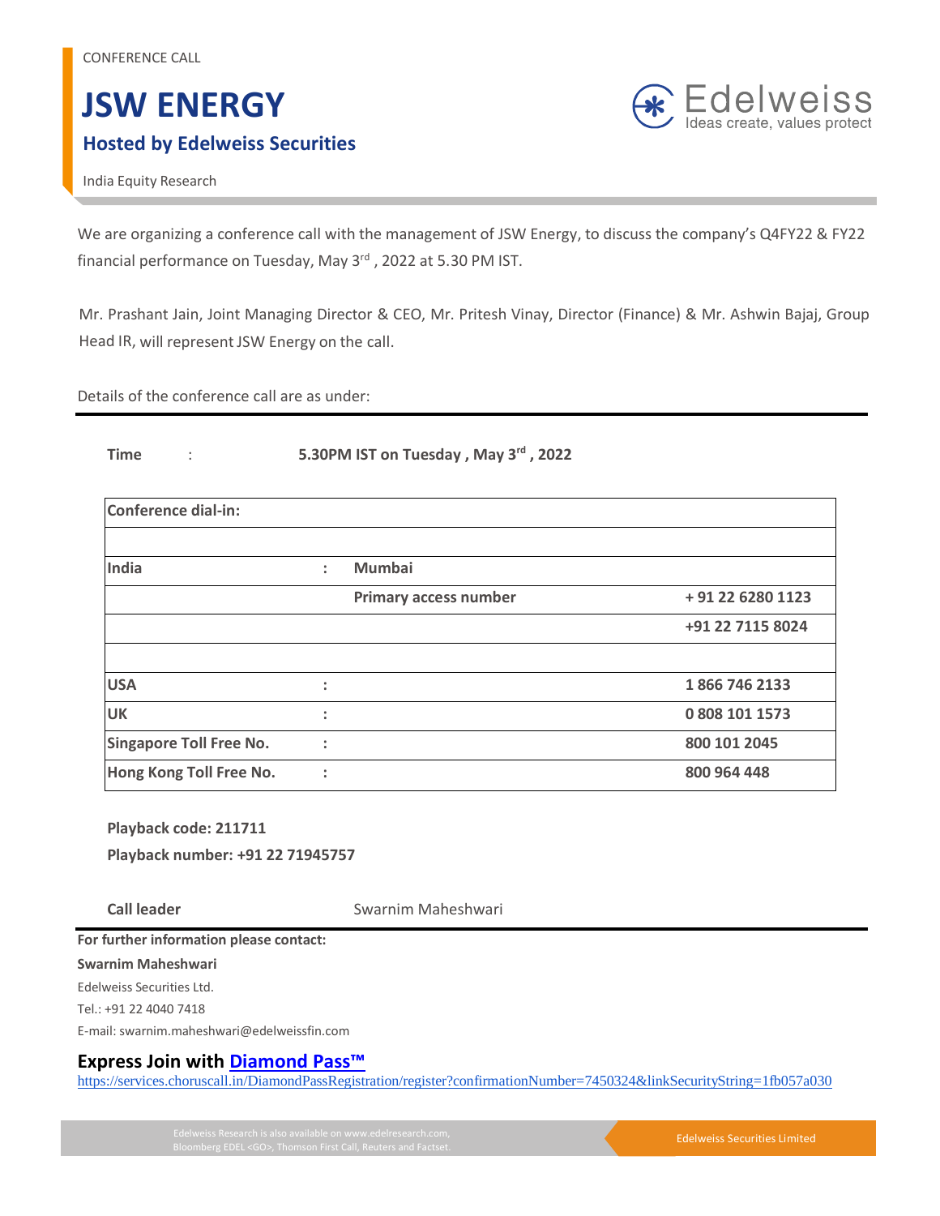CONFERENCE CALL

# JSW ENERGY

## Hosted by Edelweiss Securities

India Equity Research

Edelweiss
Ideas create, values protect

We are organizing a conference call with the management of JSW Energy, to discuss the company's Q4FY22 & FY22 financial performance on Tuesday, May 3rd , 2022 at 5.30 PM IST.

Mr. Prashant Jain, Joint Managing Director & CEO, Mr. Pritesh Vinay, Director (Finance) & Mr. Ashwin Bajaj, Group Head IR, will represent JSW Energy on the call.

Details of the conference call are as under:

**Time : 5.30PM IST on Tuesday , May 3rd , 2022**

| | | | |
|---|---|---|---|
| **Conference dial-in:** | | | |
| | | | |
| **India** | **:** | **Mumbai** | |
| | | **Primary access number** | **+ 91 22 6280 1123** |
| | | | **+91 22 7115 8024** |
| | | | |
| **USA** | **:** | | **1 866 746 2133** |
| **UK** | **:** | | **0 808 101 1573** |
| **Singapore Toll Free No.** | **:** | | **800 101 2045** |
| **Hong Kong Toll Free No.** | **:** | | **800 964 448** |

**Playback code: 211711**

**Playback number: +91 22 71945757**

**Call leader** Swarnim Maheshwari

**For further information please contact:**

**Swarnim Maheshwari**

Edelweiss Securities Ltd.

Tel.: +91 22 4040 7418

E-mail: swarnim.maheshwari@edelweissfin.com

### Express Join with Diamond Pass™

https://services.choruscall.in/DiamondPassRegistration/register?confirmationNumber=7450324&linkSecurityString=1fb057a030

Edelweiss Research is also available on www.edelresearch.com, Bloomberg EDEL <GO>, Thomson First Call, Reuters and Factset.

Edelweiss Securities Limited